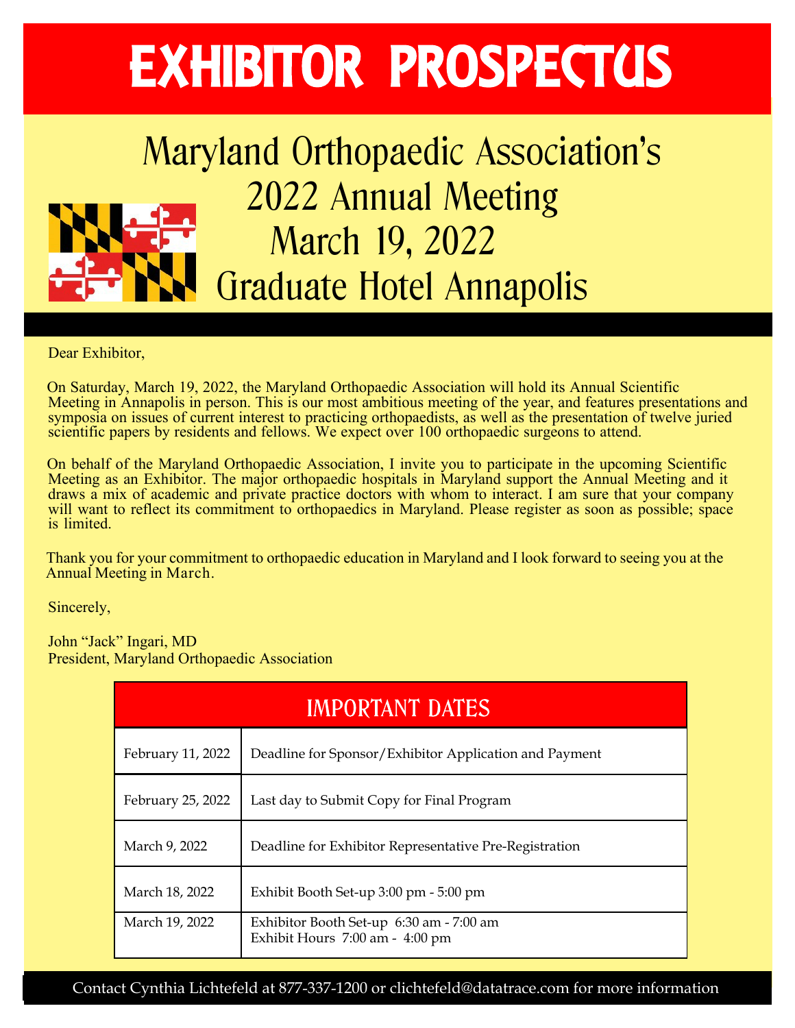# EXHIBITOR PROSPECTUS

## Maryland Orthopaedic Association's 2022 Annual Meeting
## March 19, 2022
## Graduate Hotel Annapolis

Dear Exhibitor,

On Saturday, March 19, 2022, the Maryland Orthopaedic Association will hold its Annual Scientific Meeting in Annapolis in person. This is our most ambitious meeting of the year, and features presentations and symposia on issues of current interest to practicing orthopaedists, as well as the presentation of twelve juried scientific papers by residents and fellows. We expect over 100 orthopaedic surgeons to attend.

On behalf of the Maryland Orthopaedic Association, I invite you to participate in the upcoming Scientific Meeting as an Exhibitor. The major orthopaedic hospitals in Maryland support the Annual Meeting and it draws a mix of academic and private practice doctors with whom to interact. I am sure that your company will want to reflect its commitment to orthopaedics in Maryland. Please register as soon as possible; space is limited.

Thank you for your commitment to orthopaedic education in Maryland and I look forward to seeing you at the Annual Meeting in March.

Sincerely,

John "Jack" Ingari, MD
President, Maryland Orthopaedic Association

| IMPORTANT DATES | |
|---|---|
| February 11, 2022 | Deadline for Sponsor/Exhibitor Application and Payment |
| February 25, 2022 | Last day to Submit Copy for Final Program |
| March 9, 2022 | Deadline for Exhibitor Representative Pre-Registration |
| March 18, 2022 | Exhibit Booth Set-up 3:00 pm - 5:00 pm |
| March 19, 2022 | Exhibitor Booth Set-up 6:30 am - 7:00 am<br>Exhibit Hours 7:00 am - 4:00 pm |

Contact Cynthia Lichtefeld at 877-337-1200 or clichtefeld@datatrace.com for more information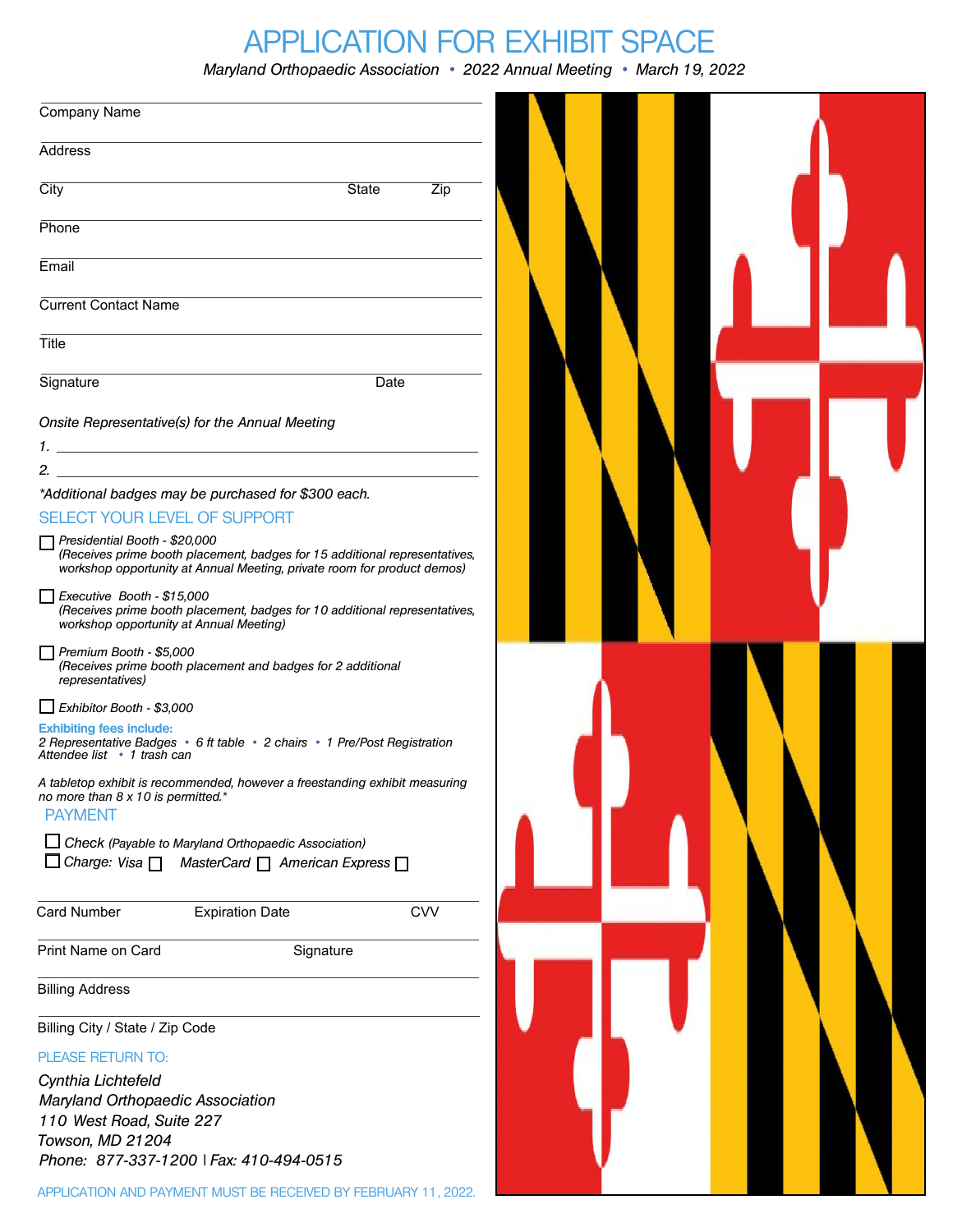# APPLICATION FOR EXHIBIT SPACE

*Maryland Orthopaedic Association • 2022 Annual Meeting • March 19, 2022*

Company Name

Address

City State Zip

Phone

Email

Current Contact Name

Title

Signature Date

*Onsite Representative(s) for the Annual Meeting*

*1.* ______________________________

*2.* ______________________________

*\*Additional badges may be purchased for $300 each.*

## SELECT YOUR LEVEL OF SUPPORT

☐ *Presidential Booth - $20,000*
*(Receives prime booth placement, badges for 15 additional representatives, workshop opportunity at Annual Meeting, private room for product demos)*

☐ *Executive Booth - $15,000*
*(Receives prime booth placement, badges for 10 additional representatives, workshop opportunity at Annual Meeting)*

☐ *Premium Booth - $5,000*
*(Receives prime booth placement and badges for 2 additional representatives)*

☐ *Exhibitor Booth - $3,000*

**Exhibiting fees include:**
*2 Representative Badges • 6 ft table • 2 chairs • 1 Pre/Post Registration Attendee list • 1 trash can*

*A tabletop exhibit is recommended, however a freestanding exhibit measuring no more than 8 x 10 is permitted.\**

## PAYMENT

☐ *Check (Payable to Maryland Orthopaedic Association)*

☐ *Charge: Visa* ☐ *MasterCard* ☐ *American Express* ☐

Card Number Expiration Date CVV

Print Name on Card Signature

Billing Address

Billing City / State / Zip Code

PLEASE RETURN TO:

*Cynthia Lichtefeld*
*Maryland Orthopaedic Association*
*110 West Road, Suite 227*
*Towson, MD 21204*
*Phone: 877-337-1200 | Fax: 410-494-0515*

APPLICATION AND PAYMENT MUST BE RECEIVED BY FEBRUARY 11, 2022.